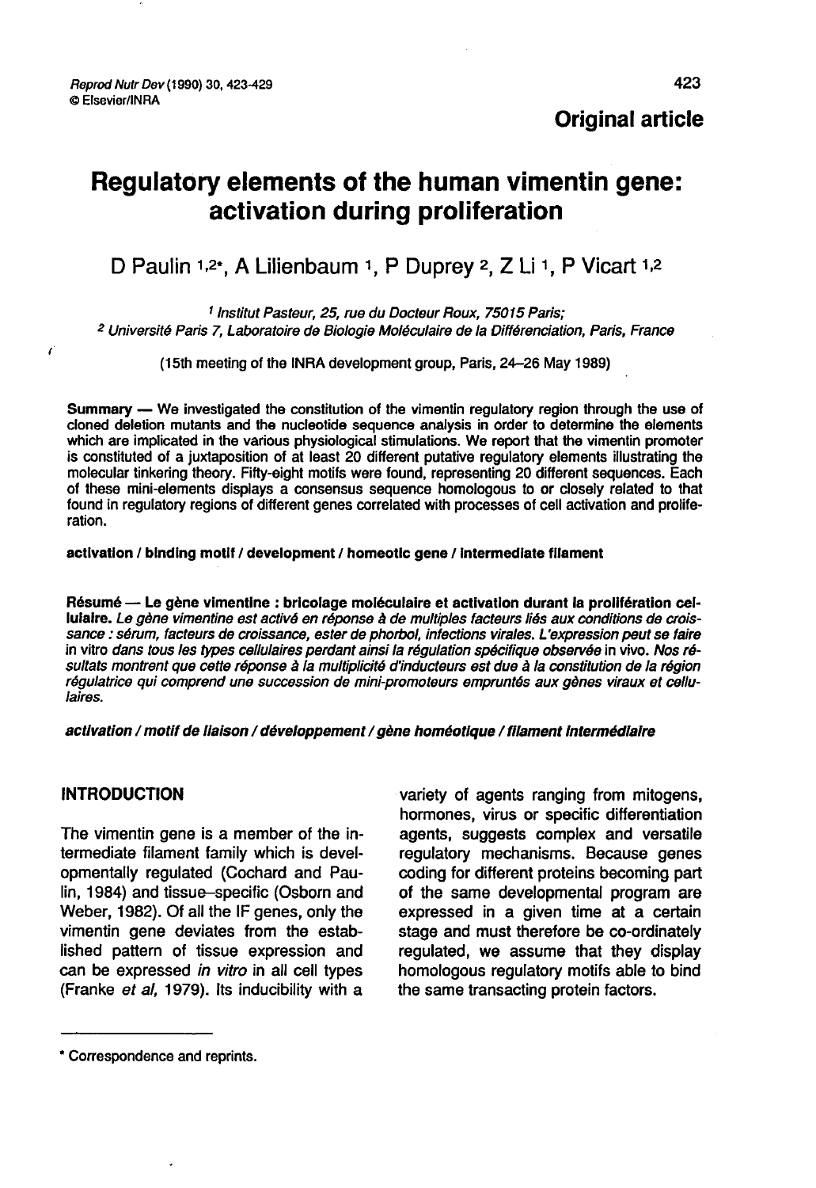**Original article**

# Regulatory elements of the human vimentin gene: activation during proliferation

D Paulin [1,2*], A Lilienbaum [1], P Duprey [2], Z Li [1], P Vicart [1,2]

[1] *Institut Pasteur, 25, rue du Docteur Roux, 75015 Paris;*
[2] *Université Paris 7, Laboratoire de Biologie Moléculaire de la Différenciation, Paris, France*

(15th meeting of the INRA development group, Paris, 24–26 May 1989)

**Summary** — We investigated the constitution of the vimentin regulatory region through the use of cloned deletion mutants and the nucleotide sequence analysis in order to determine the elements which are implicated in the various physiological stimulations. We report that the vimentin promoter is constituted of a juxtaposition of at least 20 different putative regulatory elements illustrating the molecular tinkering theory. Fifty-eight motifs were found, representing 20 different sequences. Each of these mini-elements displays a consensus sequence homologous to or closely related to that found in regulatory regions of different genes correlated with processes of cell activation and proliferation.

**activation / binding motif / development / homeotic gene / intermediate filament**

**Résumé — Le gène vimentine : bricolage moléculaire et activation durant la prolifération cellulaire.** *Le gène vimentine est activé en réponse à de multiples facteurs liés aux conditions de croissance : sérum, facteurs de croissance, ester de phorbol, infections virales. L'expression peut se faire* in vitro *dans tous les types cellulaires perdant ainsi la régulation spécifique observée* in vivo. *Nos résultats montrent que cette réponse à la multiplicité d'inducteurs est due à la constitution de la région régulatrice qui comprend une succession de mini-promoteurs empruntés aux gènes viraux et cellulaires.*

***activation / motif de liaison / développement / gène homéotique / filament intermédiaire***

## INTRODUCTION

The vimentin gene is a member of the intermediate filament family which is developmentally regulated (Cochard and Paulin, 1984) and tissue–specific (Osborn and Weber, 1982). Of all the IF genes, only the vimentin gene deviates from the established pattern of tissue expression and can be expressed *in vitro* in all cell types (Franke *et al*, 1979). Its inducibility with a variety of agents ranging from mitogens, hormones, virus or specific differentiation agents, suggests complex and versatile regulatory mechanisms. Because genes coding for different proteins becoming part of the same developmental program are expressed in a given time at a certain stage and must therefore be co-ordinately regulated, we assume that they display homologous regulatory motifs able to bind the same transacting protein factors.

* Correspondence and reprints.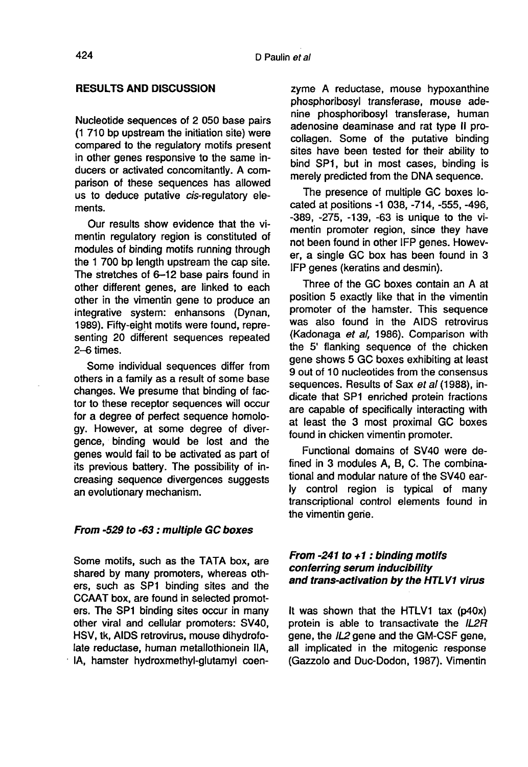## RESULTS AND DISCUSSION

Nucleotide sequences of 2 050 base pairs (1 710 bp upstream the initiation site) were compared to the regulatory motifs present in other genes responsive to the same inducers or activated concomitantly. A comparison of these sequences has allowed us to deduce putative *cis*-regulatory elements.

Our results show evidence that the vimentin regulatory region is constituted of modules of binding motifs running through the 1 700 bp length upstream the cap site. The stretches of 6–12 base pairs found in other different genes, are linked to each other in the vimentin gene to produce an integrative system: enhansons (Dynan, 1989). Fifty-eight motifs were found, representing 20 different sequences repeated 2–6 times.

Some individual sequences differ from others in a family as a result of some base changes. We presume that binding of factor to these receptor sequences will occur for a degree of perfect sequence homology. However, at some degree of divergence, binding would be lost and the genes would fail to be activated as part of its previous battery. The possibility of increasing sequence divergences suggests an evolutionary mechanism.

### *From -529 to -63 : multiple GC boxes*

Some motifs, such as the TATA box, are shared by many promoters, whereas others, such as SP1 binding sites and the CCAAT box, are found in selected promoters. The SP1 binding sites occur in many other viral and cellular promoters: SV40, HSV, tk, AIDS retrovirus, mouse dihydrofolate reductase, human metallothionein IIA, IA, hamster hydroxmethyl-glutamyl coenzyme A reductase, mouse hypoxanthine phosphoribosyl transferase, mouse adenine phosphoribosyl transferase, human adenosine deaminase and rat type II procollagen. Some of the putative binding sites have been tested for their ability to bind SP1, but in most cases, binding is merely predicted from the DNA sequence.

The presence of multiple GC boxes located at positions -1 038, -714, -555, -496, -389, -275, -139, -63 is unique to the vimentin promoter region, since they have not been found in other IFP genes. However, a single GC box has been found in 3 IFP genes (keratins and desmin).

Three of the GC boxes contain an A at position 5 exactly like that in the vimentin promoter of the hamster. This sequence was also found in the AIDS retrovirus (Kadonaga *et al*, 1986). Comparison with the 5' flanking sequence of the chicken gene shows 5 GC boxes exhibiting at least 9 out of 10 nucleotides from the consensus sequences. Results of Sax *et al* (1988), indicate that SP1 enriched protein fractions are capable of specifically interacting with at least the 3 most proximal GC boxes found in chicken vimentin promoter.

Functional domains of SV40 were defined in 3 modules A, B, C. The combinational and modular nature of the SV40 early control region is typical of many transcriptional control elements found in the vimentin gene.

### *From -241 to +1 : binding motifs conferring serum inducibility and trans-activation by the HTLV1 virus*

It was shown that the HTLV1 tax (p40x) protein is able to transactivate the *IL2R* gene, the *IL2* gene and the GM-CSF gene, all implicated in the mitogenic response (Gazzolo and Duc-Dodon, 1987). Vimentin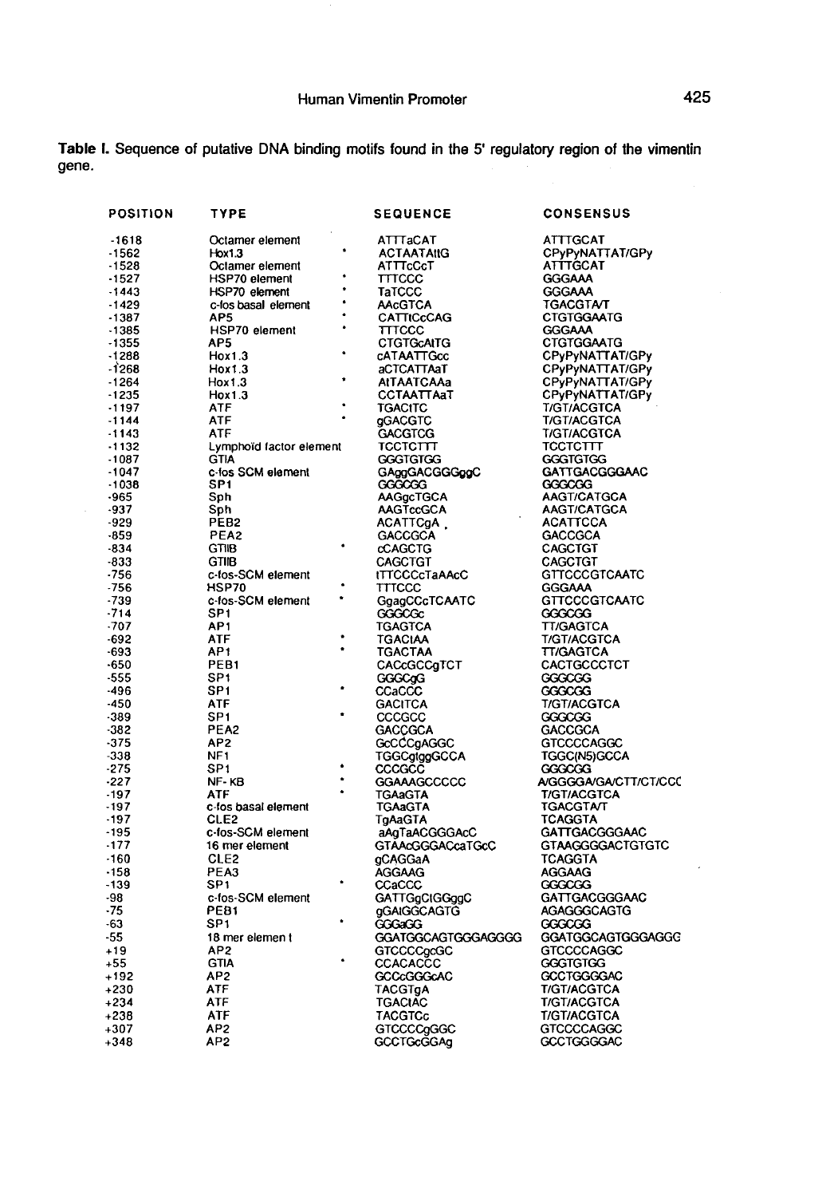**Table I.** Sequence of putative DNA binding motifs found in the 5' regulatory region of the vimentin gene.

| POSITION | TYPE | | SEQUENCE | CONSENSUS |
|---|---|---|---|---|
| -1618 | Octamer element | | ATTTaCAT | ATTTGCAT |
| -1562 | Hox1.3 | * | ACTAATAttG | CPyPyNATTAT/GPy |
| -1528 | Octamer element | | ATTTcCcT | ATTTGCAT |
| -1527 | HSP70 element | * | TTTCCC | GGGAAA |
| -1443 | HSP70 element | * | TaTCCC | GGGAAA |
| -1429 | c-fos basal element | * | AAcGTCA | TGACGTA/T |
| -1387 | AP5 | * | CATTtCcCAG | CTGTGGAATG |
| -1385 | HSP70 element | * | TTTCCC | GGGAAA |
| -1355 | AP5 | | CTGTGcAtTG | CTGTGGAATG |
| -1288 | Hox1.3 | * | cATAATTGcc | CPyPyNATTAT/GPy |
| -1268 | Hox1.3 | | aCTCATTAaT | CPyPyNATTAT/GPy |
| -1264 | Hox1.3 | * | AtTAATCAAa | CPyPyNATTAT/GPy |
| -1235 | Hox1.3 | | CCTAATTAaT | CPyPyNATTAT/GPy |
| -1197 | ATF | * | TGACtTC | T/GT/ACGTCA |
| -1144 | ATF | * | gGACGTC | T/GT/ACGTCA |
| -1143 | ATF | | GACGTCG | T/GT/ACGTCA |
| -1132 | Lymphoïd factor element | | TCCTCTTT | TCCTCTTT |
| -1087 | GTIA | | GGGTGTGG | GGGTGTGG |
| -1047 | c-fos SCM element | | GAggGACGGGggC | GATTGACGGGAAC |
| -1038 | SP1 | | GGGCGG | GGGCGG |
| -965 | Sph | | AAGgcTGCA | AAGT/CATGCA |
| -937 | Sph | | AAGTccGCA | AAGT/CATGCA |
| -929 | PEB2 | | ACATTCgA | ACATTCCA |
| -859 | PEA2 | | GACCGCA | GACCGCA |
| -834 | GTIIB | * | cCAGCTG | CAGCTGT |
| -833 | GTIIB | | CAGCTGT | CAGCTGT |
| -756 | c-fos-SCM element | | tTTCCCcTaAAcC | GTTCCCGTCAATC |
| -756 | HSP70 | * | TTTCCC | GGGAAA |
| -739 | c-fos-SCM element | * | GgagCCcTCAATC | GTTCCCGTCAATC |
| -714 | SP1 | | GGGCGc | GGGCGG |
| -707 | AP1 | | TGAGTCA | TT/GAGTCA |
| -692 | ATF | * | TGACtAA | T/GT/ACGTCA |
| -693 | AP1 | * | TGACTAA | TT/GAGTCA |
| -650 | PEB1 | | CACcGCCgTCT | CACTGCCCTCT |
| -555 | SP1 | | GGGCgG | GGGCGG |
| -496 | SP1 | * | CCaCCC | GGGCGG |
| -450 | ATF | | GACtTCA | T/GT/ACGTCA |
| -389 | SP1 | * | CCCGCC | GGGCGG |
| -382 | PEA2 | | GACCGCA | GACCGCA |
| -375 | AP2 | | GcCCCgAGGC | GTCCCCAGGC |
| -338 | NF1 | | TGGCgtggGCCA | TGGC(N5)GCCA |
| -275 | SP1 | * | CCCGCC | GGGCGG |
| -227 | NF-KB | * | GGAAAGCCCCC | A/GGGGA/GA/CTT/CT/CCC |
| -197 | ATF | * | TGAaGTA | T/GT/ACGTCA |
| -197 | c-fos basal element | | TGAaGTA | TGACGTA/T |
| -197 | CLE2 | | TgAaGTA | TCAGGTA |
| -195 | c-fos-SCM element | | aAgTaACGGGAcC | GATTGACGGGAAC |
| -177 | 16 mer element | | GTAAcGGGACcaTGcC | GTAAGGGGACTGTGTC |
| -160 | CLE2 | | gCAGGaA | TCAGGTA |
| -158 | PEA3 | | AGGAAG | AGGAAG |
| -139 | SP1 | * | CCaCCC | GGGCGG |
| -98 | c-fos-SCM element | | GATTGgCtGGggC | GATTGACGGGAAC |
| -75 | PEB1 | | gGAtGGCAGTG | AGAGGGCAGTG |
| -63 | SP1 | * | GGGaGG | GGGCGG |
| -55 | 18 mer element | | GGATGGCAGTGGGAGGGG | GGATGGCAGTGGGAGGG |
| +19 | AP2 | | GTCCCCgcGC | GTCCCCAGGC |
| +55 | GTIA | * | CCACACCC | GGGTGTGG |
| +192 | AP2 | | GCCcGGGcAC | GCCTGGGGAC |
| +230 | ATF | | TACGTgA | T/GT/ACGTCA |
| +234 | ATF | | TGACtAC | T/GT/ACGTCA |
| +238 | ATF | | TACGTCc | T/GT/ACGTCA |
| +307 | AP2 | | GTCCCCgGGC | GTCCCCAGGC |
| +348 | AP2 | | GCCTGcGGAg | GCCTGGGGAC |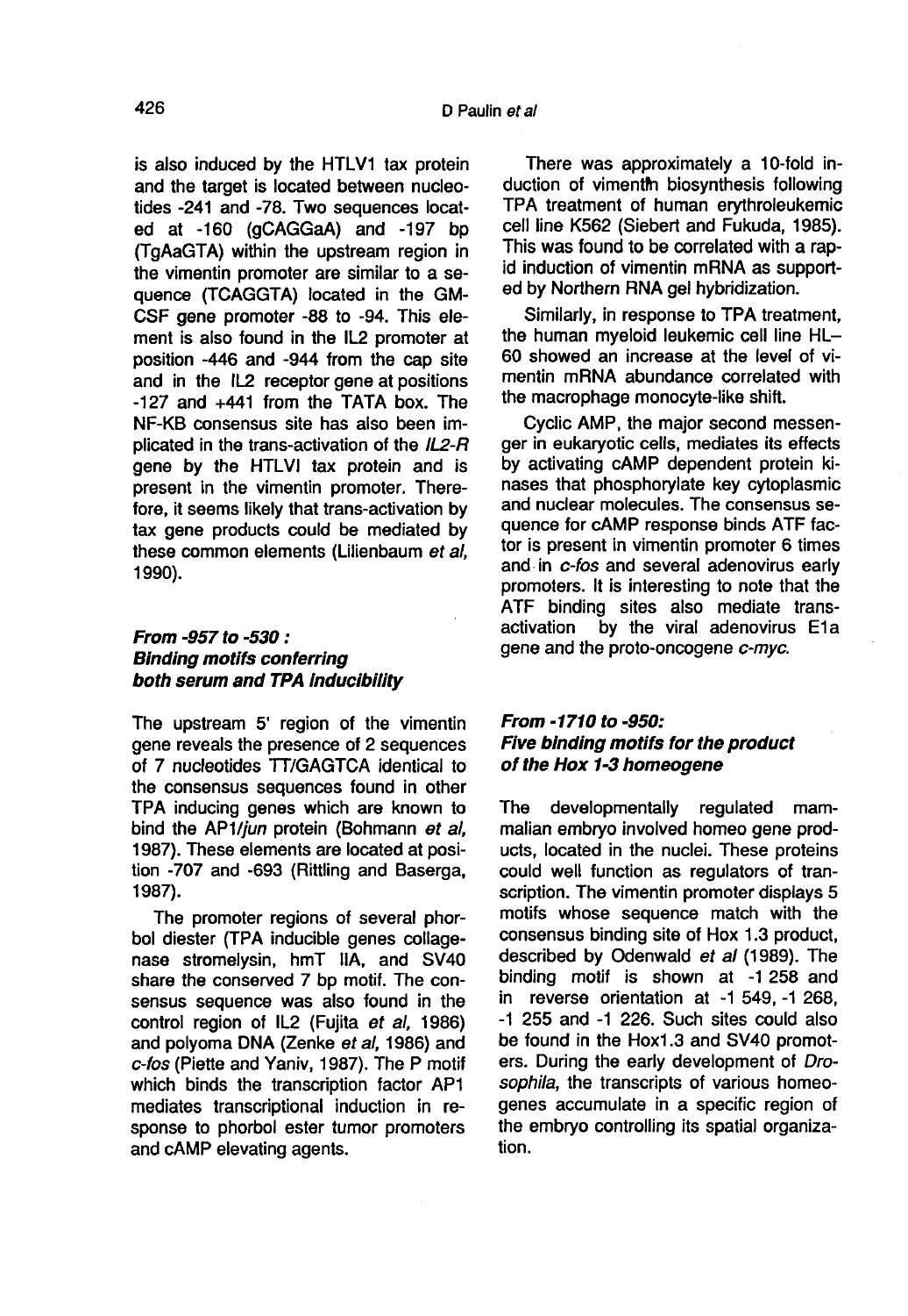is also induced by the HTLV1 tax protein and the target is located between nucleotides -241 and -78. Two sequences located at -160 (gCAGGaA) and -197 bp (TgAaGTA) within the upstream region in the vimentin promoter are similar to a sequence (TCAGGTA) located in the GM-CSF gene promoter -88 to -94. This element is also found in the IL2 promoter at position -446 and -944 from the cap site and in the IL2 receptor gene at positions -127 and +441 from the TATA box. The NF-KB consensus site has also been implicated in the trans-activation of the *IL2-R* gene by the HTLVI tax protein and is present in the vimentin promoter. Therefore, it seems likely that trans-activation by tax gene products could be mediated by these common elements (Lilienbaum *et al*, 1990).

### *From -957 to -530 : Binding motifs conferring both serum and TPA inducibility*

The upstream 5' region of the vimentin gene reveals the presence of 2 sequences of 7 nucleotides TT/GAGTCA identical to the consensus sequences found in other TPA inducing genes which are known to bind the AP1/*jun* protein (Bohmann *et al*, 1987). These elements are located at position -707 and -693 (Rittling and Baserga, 1987).

The promoter regions of several phorbol diester (TPA inducible genes collagenase stromelysin, hmT IIA, and SV40 share the conserved 7 bp motif. The consensus sequence was also found in the control region of IL2 (Fujita *et al*, 1986) and polyoma DNA (Zenke *et al*, 1986) and *c-fos* (Piette and Yaniv, 1987). The P motif which binds the transcription factor AP1 mediates transcriptional induction in response to phorbol ester tumor promoters and cAMP elevating agents.

There was approximately a 10-fold induction of vimentin biosynthesis following TPA treatment of human erythroleukemic cell line K562 (Siebert and Fukuda, 1985). This was found to be correlated with a rapid induction of vimentin mRNA as supported by Northern RNA gel hybridization.

Similarly, in response to TPA treatment, the human myeloid leukemic cell line HL–60 showed an increase at the level of vimentin mRNA abundance correlated with the macrophage monocyte-like shift.

Cyclic AMP, the major second messenger in eukaryotic cells, mediates its effects by activating cAMP dependent protein kinases that phosphorylate key cytoplasmic and nuclear molecules. The consensus sequence for cAMP response binds ATF factor is present in vimentin promoter 6 times and in *c-fos* and several adenovirus early promoters. It is interesting to note that the ATF binding sites also mediate trans-activation by the viral adenovirus E1a gene and the proto-oncogene *c-myc*.

### *From -1710 to -950: Five binding motifs for the product of the Hox 1-3 homeogene*

The developmentally regulated mammalian embryo involved homeo gene products, located in the nuclei. These proteins could well function as regulators of transcription. The vimentin promoter displays 5 motifs whose sequence match with the consensus binding site of Hox 1.3 product, described by Odenwald *et al* (1989). The binding motif is shown at -1 258 and in reverse orientation at -1 549, -1 268, -1 255 and -1 226. Such sites could also be found in the Hox1.3 and SV40 promoters. During the early development of *Drosophila*, the transcripts of various homeogenes accumulate in a specific region of the embryo controlling its spatial organization.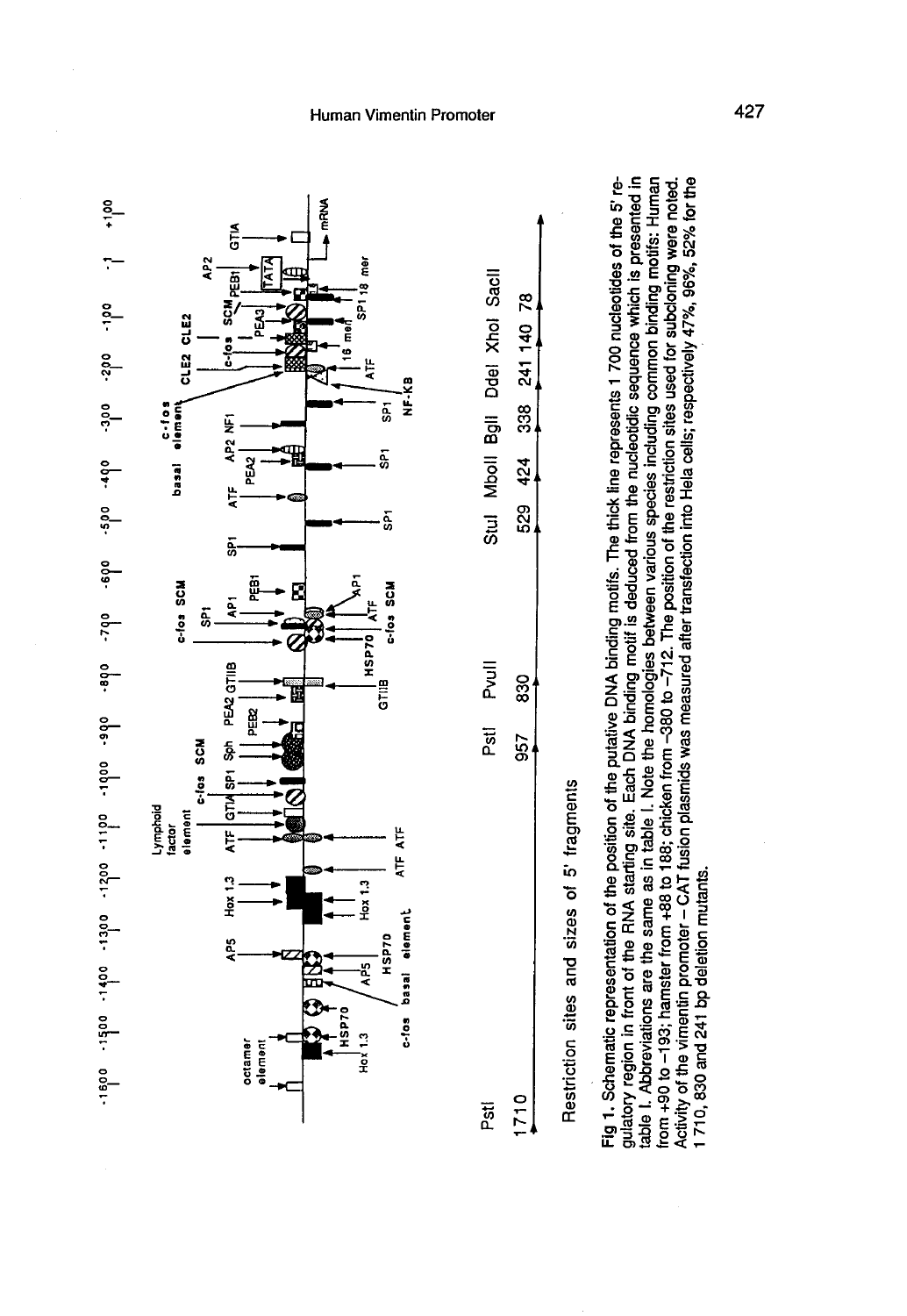**Fig 1.** Schematic representation of the position of the putative DNA binding motifs. The thick line represents 1 700 nucleotides of the 5' regulatory region in front of the RNA starting site. Each DNA binding motif is deduced from the nucleotidic sequence which is presented in table I. Abbreviations are the same as in table I. Note the homologies between various species including common binding motifs: Human from +90 to −193; hamster from +88 to 188; chicken from −380 to −712. The position of the restriction sites used for subcloning were noted. Activity of the vimentin promoter – CAT fusion plasmids was measured after transfection into Hela cells; respectively 47%, 96%, 52% for the 1 710, 830 and 241 bp deletion mutants.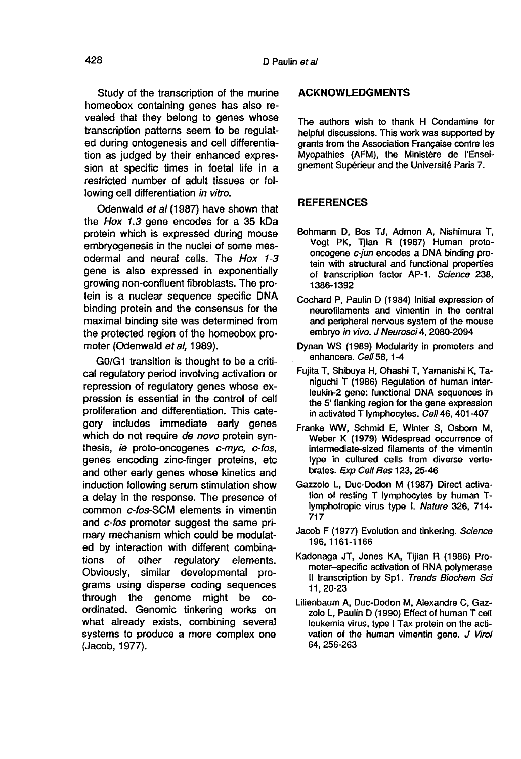Study of the transcription of the murine homeobox containing genes has also revealed that they belong to genes whose transcription patterns seem to be regulated during ontogenesis and cell differentiation as judged by their enhanced expression at specific times in foetal life in a restricted number of adult tissues or following cell differentiation *in vitro*.

Odenwald *et al* (1987) have shown that the *Hox 1.3* gene encodes for a 35 kDa protein which is expressed during mouse embryogenesis in the nuclei of some mesodermal and neural cells. The *Hox 1-3* gene is also expressed in exponentially growing non-confluent fibroblasts. The protein is a nuclear sequence specific DNA binding protein and the consensus for the maximal binding site was determined from the protected region of the homeobox promoter (Odenwald *et al,* 1989).

G0/G1 transition is thought to be a critical regulatory period involving activation or repression of regulatory genes whose expression is essential in the control of cell proliferation and differentiation. This category includes immediate early genes which do not require *de novo* protein synthesis, *ie* proto-oncogenes *c-myc, c-fos,* genes encoding zinc-finger proteins, etc and other early genes whose kinetics and induction following serum stimulation show a delay in the response. The presence of common *c-fos*-SCM elements in vimentin and *c-fos* promoter suggest the same primary mechanism which could be modulated by interaction with different combinations of other regulatory elements. Obviously, similar developmental programs using disperse coding sequences through the genome might be coordinated. Genomic tinkering works on what already exists, combining several systems to produce a more complex one (Jacob, 1977).

## ACKNOWLEDGMENTS

The authors wish to thank H Condamine for helpful discussions. This work was supported by grants from the Association Française contre les Myopathies (AFM), the Ministère de l'Enseignement Supérieur and the Université Paris 7.

## REFERENCES

Bohmann D, Bos TJ, Admon A, Nishimura T, Vogt PK, Tjian R (1987) Human proto-oncogene *c-jun* encodes a DNA binding protein with structural and functional properties of transcription factor AP-1. *Science* 238, 1386-1392

Cochard P, Paulin D (1984) Initial expression of neurofilaments and vimentin in the central and peripheral nervous system of the mouse embryo *in vivo*. *J Neurosci* 4, 2080-2094

Dynan WS (1989) Modularity in promoters and enhancers. *Cell* 58, 1-4

Fujita T, Shibuya H, Ohashi T, Yamanishi K, Taniguchi T (1986) Regulation of human interleukin-2 gene: functional DNA sequences in the 5' flanking region for the gene expression in activated T lymphocytes. *Cell* 46, 401-407

Franke WW, Schmid E, Winter S, Osborn M, Weber K (1979) Widespread occurrence of intermediate-sized filaments of the vimentin type in cultured cells from diverse vertebrates. *Exp Cell Res* 123, 25-46

Gazzolo L, Duc-Dodon M (1987) Direct activation of resting T lymphocytes by human T-lymphotropic virus type I. *Nature* 326, 714-717

Jacob F (1977) Evolution and tinkering. *Science* 196, 1161-1166

Kadonaga JT, Jones KA, Tijian R (1986) Promoter–specific activation of RNA polymerase II transcription by Sp1. *Trends Biochem Sci* 11, 20-23

Lilienbaum A, Duc-Dodon M, Alexandre C, Gazzolo L, Paulin D (1990) Effect of human T cell leukemia virus, type I Tax protein on the activation of the human vimentin gene. *J Virol* 64, 256-263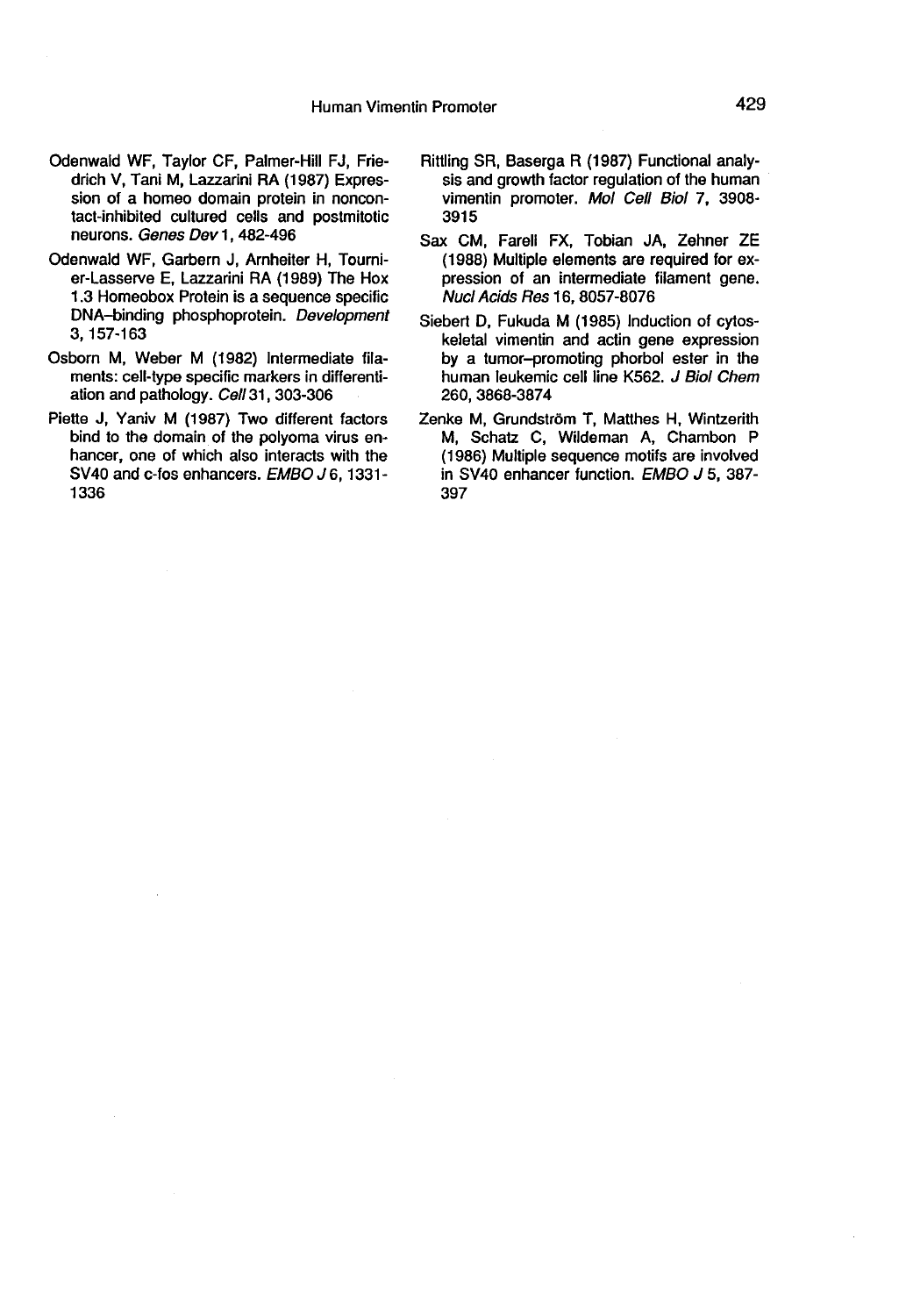Odenwald WF, Taylor CF, Palmer-Hill FJ, Friedrich V, Tani M, Lazzarini RA (1987) Expression of a homeo domain protein in noncontact-inhibited cultured cells and postmitotic neurons. *Genes Dev* 1, 482-496

Odenwald WF, Garbern J, Arnheiter H, Tournier-Lasserve E, Lazzarini RA (1989) The Hox 1.3 Homeobox Protein is a sequence specific DNA–binding phosphoprotein. *Development* 3, 157-163

Osborn M, Weber M (1982) Intermediate filaments: cell-type specific markers in differentiation and pathology. *Cell* 31, 303-306

Piette J, Yaniv M (1987) Two different factors bind to the domain of the polyoma virus enhancer, one of which also interacts with the SV40 and c-fos enhancers. *EMBO J* 6, 1331-1336

Rittling SR, Baserga R (1987) Functional analysis and growth factor regulation of the human vimentin promoter. *Mol Cell Biol* 7, 3908-3915

Sax CM, Farell FX, Tobian JA, Zehner ZE (1988) Multiple elements are required for expression of an intermediate filament gene. *Nucl Acids Res* 16, 8057-8076

Siebert D, Fukuda M (1985) Induction of cytoskeletal vimentin and actin gene expression by a tumor–promoting phorbol ester in the human leukemic cell line K562. *J Biol Chem* 260, 3868-3874

Zenke M, Grundström T, Matthes H, Wintzerith M, Schatz C, Wildeman A, Chambon P (1986) Multiple sequence motifs are involved in SV40 enhancer function. *EMBO J* 5, 387-397